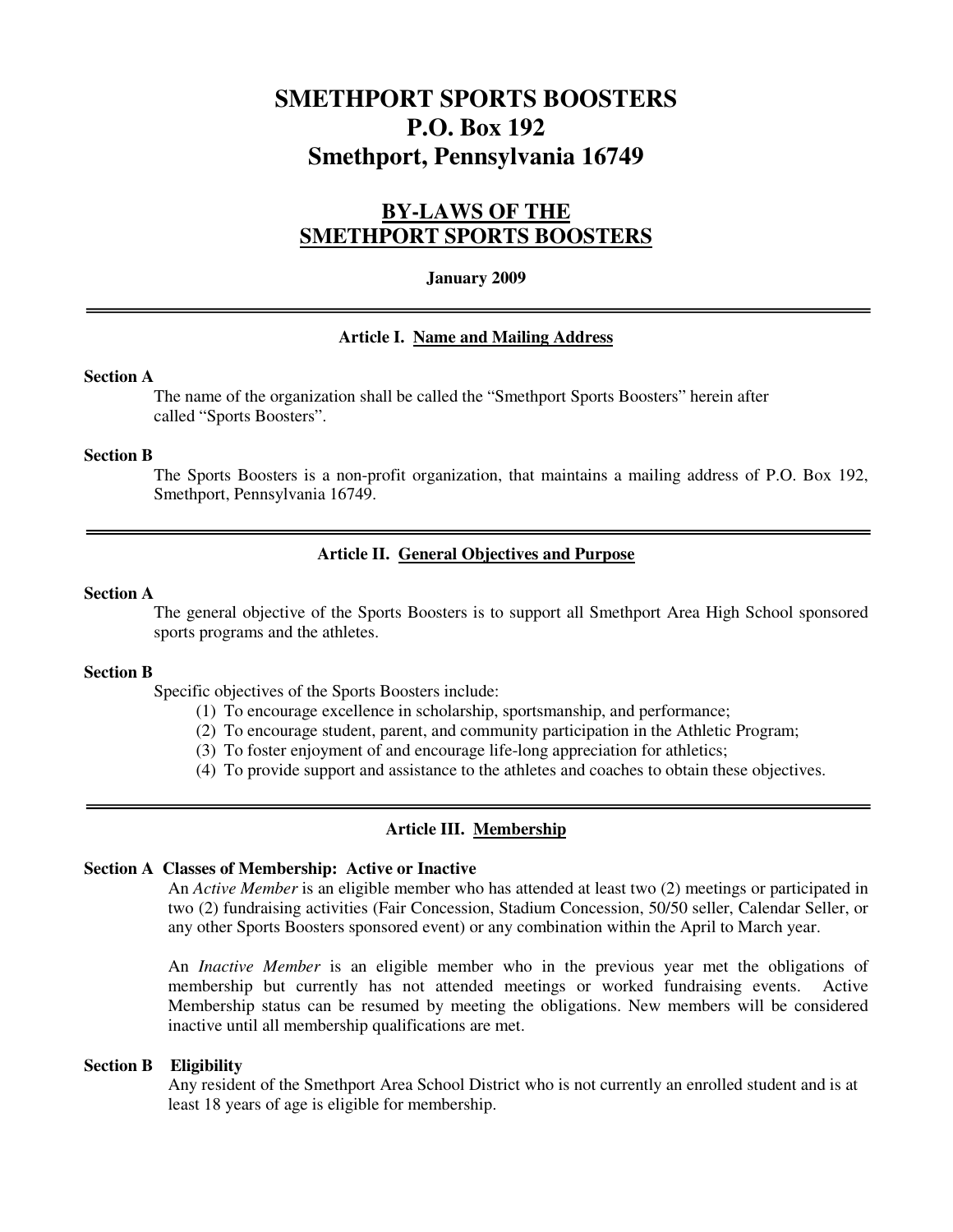# SMETHPORT SPORTS BOOSTERS
# P.O. Box 192
# Smethport, Pennsylvania 16749

## BY-LAWS OF THE SMETHPORT SPORTS BOOSTERS

**January 2009**

---

### Article I. Name and Mailing Address

**Section A**

The name of the organization shall be called the "Smethport Sports Boosters" herein after called "Sports Boosters".

**Section B**

The Sports Boosters is a non-profit organization, that maintains a mailing address of P.O. Box 192, Smethport, Pennsylvania 16749.

---

### Article II. General Objectives and Purpose

**Section A**

The general objective of the Sports Boosters is to support all Smethport Area High School sponsored sports programs and the athletes.

**Section B**

Specific objectives of the Sports Boosters include:

(1) To encourage excellence in scholarship, sportsmanship, and performance;
(2) To encourage student, parent, and community participation in the Athletic Program;
(3) To foster enjoyment of and encourage life-long appreciation for athletics;
(4) To provide support and assistance to the athletes and coaches to obtain these objectives.

---

### Article III. Membership

**Section A Classes of Membership: Active or Inactive**

An *Active Member* is an eligible member who has attended at least two (2) meetings or participated in two (2) fundraising activities (Fair Concession, Stadium Concession, 50/50 seller, Calendar Seller, or any other Sports Boosters sponsored event) or any combination within the April to March year.

An *Inactive Member* is an eligible member who in the previous year met the obligations of membership but currently has not attended meetings or worked fundraising events. Active Membership status can be resumed by meeting the obligations. New members will be considered inactive until all membership qualifications are met.

**Section B Eligibility**

Any resident of the Smethport Area School District who is not currently an enrolled student and is at least 18 years of age is eligible for membership.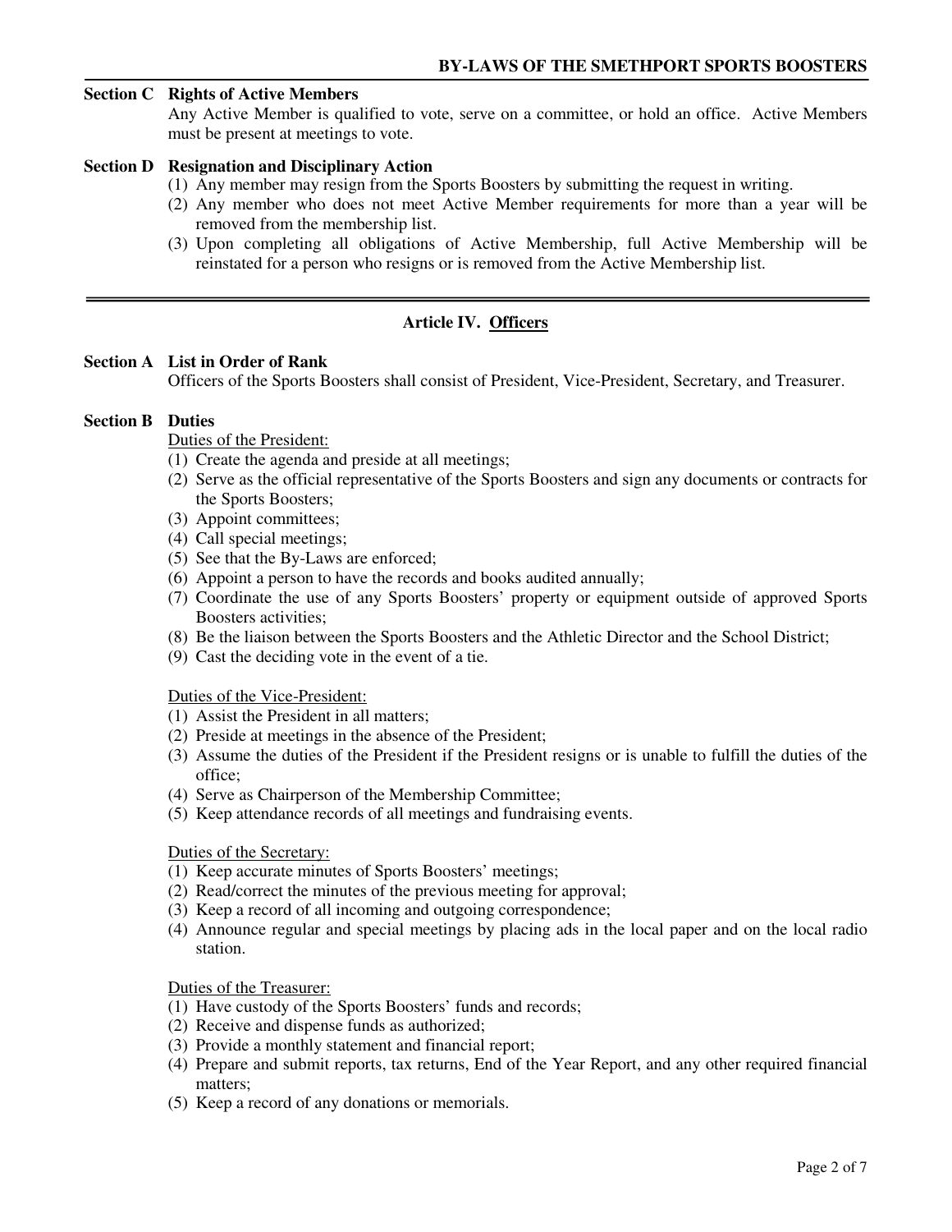**Section C Rights of Active Members**

Any Active Member is qualified to vote, serve on a committee, or hold an office. Active Members must be present at meetings to vote.

**Section D Resignation and Disciplinary Action**

(1) Any member may resign from the Sports Boosters by submitting the request in writing.
(2) Any member who does not meet Active Member requirements for more than a year will be removed from the membership list.
(3) Upon completing all obligations of Active Membership, full Active Membership will be reinstated for a person who resigns or is removed from the Active Membership list.

---

## Article IV. Officers

**Section A List in Order of Rank**

Officers of the Sports Boosters shall consist of President, Vice-President, Secretary, and Treasurer.

**Section B Duties**

Duties of the President:

(1) Create the agenda and preside at all meetings;
(2) Serve as the official representative of the Sports Boosters and sign any documents or contracts for the Sports Boosters;
(3) Appoint committees;
(4) Call special meetings;
(5) See that the By-Laws are enforced;
(6) Appoint a person to have the records and books audited annually;
(7) Coordinate the use of any Sports Boosters' property or equipment outside of approved Sports Boosters activities;
(8) Be the liaison between the Sports Boosters and the Athletic Director and the School District;
(9) Cast the deciding vote in the event of a tie.

Duties of the Vice-President:

(1) Assist the President in all matters;
(2) Preside at meetings in the absence of the President;
(3) Assume the duties of the President if the President resigns or is unable to fulfill the duties of the office;
(4) Serve as Chairperson of the Membership Committee;
(5) Keep attendance records of all meetings and fundraising events.

Duties of the Secretary:

(1) Keep accurate minutes of Sports Boosters' meetings;
(2) Read/correct the minutes of the previous meeting for approval;
(3) Keep a record of all incoming and outgoing correspondence;
(4) Announce regular and special meetings by placing ads in the local paper and on the local radio station.

Duties of the Treasurer:

(1) Have custody of the Sports Boosters' funds and records;
(2) Receive and dispense funds as authorized;
(3) Provide a monthly statement and financial report;
(4) Prepare and submit reports, tax returns, End of the Year Report, and any other required financial matters;
(5) Keep a record of any donations or memorials.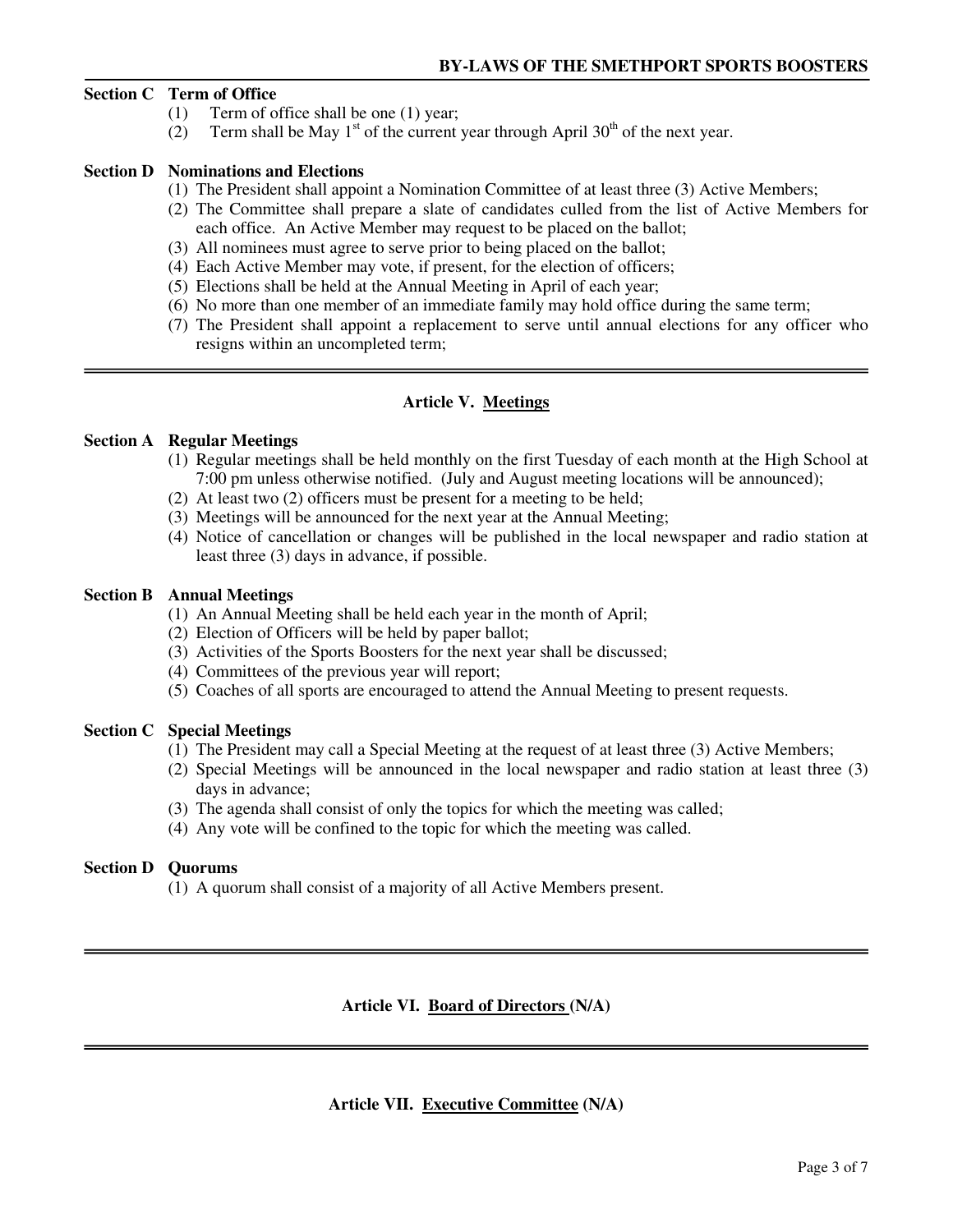**Section C Term of Office**

(1) Term of office shall be one (1) year;
(2) Term shall be May 1st of the current year through April 30th of the next year.

**Section D Nominations and Elections**

(1) The President shall appoint a Nomination Committee of at least three (3) Active Members;
(2) The Committee shall prepare a slate of candidates culled from the list of Active Members for each office. An Active Member may request to be placed on the ballot;
(3) All nominees must agree to serve prior to being placed on the ballot;
(4) Each Active Member may vote, if present, for the election of officers;
(5) Elections shall be held at the Annual Meeting in April of each year;
(6) No more than one member of an immediate family may hold office during the same term;
(7) The President shall appoint a replacement to serve until annual elections for any officer who resigns within an uncompleted term;

---

## Article V. Meetings

**Section A Regular Meetings**

(1) Regular meetings shall be held monthly on the first Tuesday of each month at the High School at 7:00 pm unless otherwise notified. (July and August meeting locations will be announced);
(2) At least two (2) officers must be present for a meeting to be held;
(3) Meetings will be announced for the next year at the Annual Meeting;
(4) Notice of cancellation or changes will be published in the local newspaper and radio station at least three (3) days in advance, if possible.

**Section B Annual Meetings**

(1) An Annual Meeting shall be held each year in the month of April;
(2) Election of Officers will be held by paper ballot;
(3) Activities of the Sports Boosters for the next year shall be discussed;
(4) Committees of the previous year will report;
(5) Coaches of all sports are encouraged to attend the Annual Meeting to present requests.

**Section C Special Meetings**

(1) The President may call a Special Meeting at the request of at least three (3) Active Members;
(2) Special Meetings will be announced in the local newspaper and radio station at least three (3) days in advance;
(3) The agenda shall consist of only the topics for which the meeting was called;
(4) Any vote will be confined to the topic for which the meeting was called.

**Section D Quorums**

(1) A quorum shall consist of a majority of all Active Members present.

---

## Article VI. Board of Directors (N/A)

---

## Article VII. Executive Committee (N/A)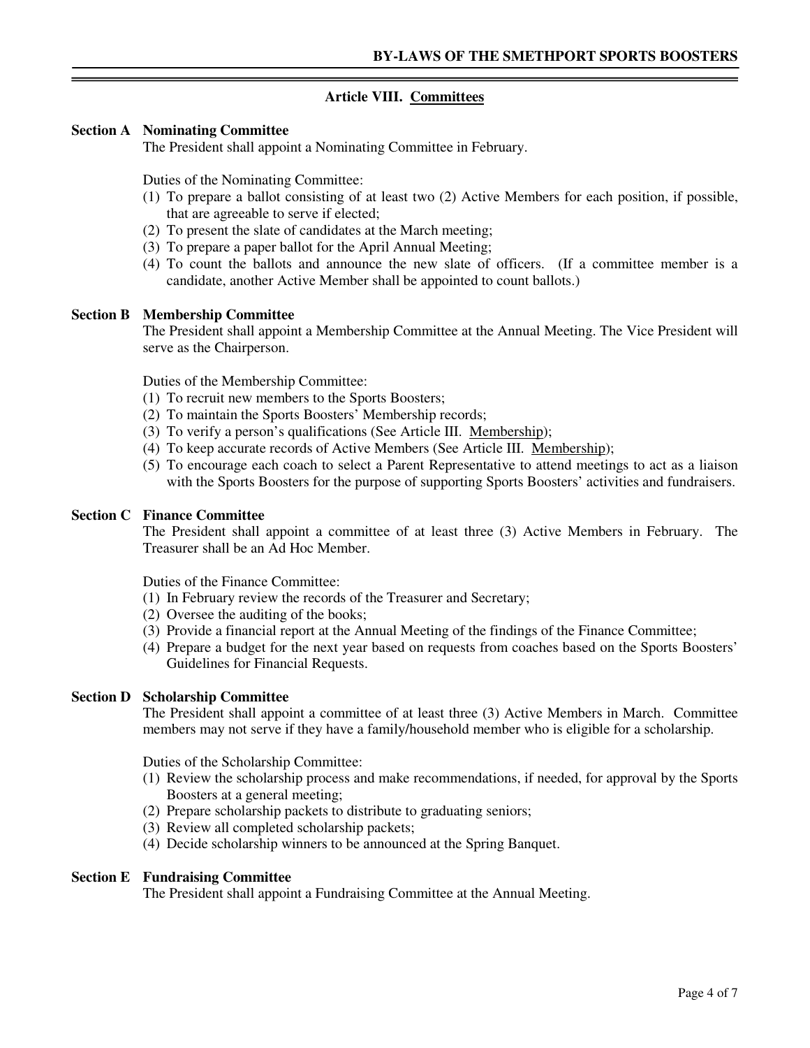## Article VIII. Committees

### Section A Nominating Committee

The President shall appoint a Nominating Committee in February.

Duties of the Nominating Committee:

(1) To prepare a ballot consisting of at least two (2) Active Members for each position, if possible, that are agreeable to serve if elected;
(2) To present the slate of candidates at the March meeting;
(3) To prepare a paper ballot for the April Annual Meeting;
(4) To count the ballots and announce the new slate of officers. (If a committee member is a candidate, another Active Member shall be appointed to count ballots.)

### Section B Membership Committee

The President shall appoint a Membership Committee at the Annual Meeting. The Vice President will serve as the Chairperson.

Duties of the Membership Committee:

(1) To recruit new members to the Sports Boosters;
(2) To maintain the Sports Boosters' Membership records;
(3) To verify a person's qualifications (See Article III. Membership);
(4) To keep accurate records of Active Members (See Article III. Membership);
(5) To encourage each coach to select a Parent Representative to attend meetings to act as a liaison with the Sports Boosters for the purpose of supporting Sports Boosters' activities and fundraisers.

### Section C Finance Committee

The President shall appoint a committee of at least three (3) Active Members in February. The Treasurer shall be an Ad Hoc Member.

Duties of the Finance Committee:

(1) In February review the records of the Treasurer and Secretary;
(2) Oversee the auditing of the books;
(3) Provide a financial report at the Annual Meeting of the findings of the Finance Committee;
(4) Prepare a budget for the next year based on requests from coaches based on the Sports Boosters' Guidelines for Financial Requests.

### Section D Scholarship Committee

The President shall appoint a committee of at least three (3) Active Members in March. Committee members may not serve if they have a family/household member who is eligible for a scholarship.

Duties of the Scholarship Committee:

(1) Review the scholarship process and make recommendations, if needed, for approval by the Sports Boosters at a general meeting;
(2) Prepare scholarship packets to distribute to graduating seniors;
(3) Review all completed scholarship packets;
(4) Decide scholarship winners to be announced at the Spring Banquet.

### Section E Fundraising Committee

The President shall appoint a Fundraising Committee at the Annual Meeting.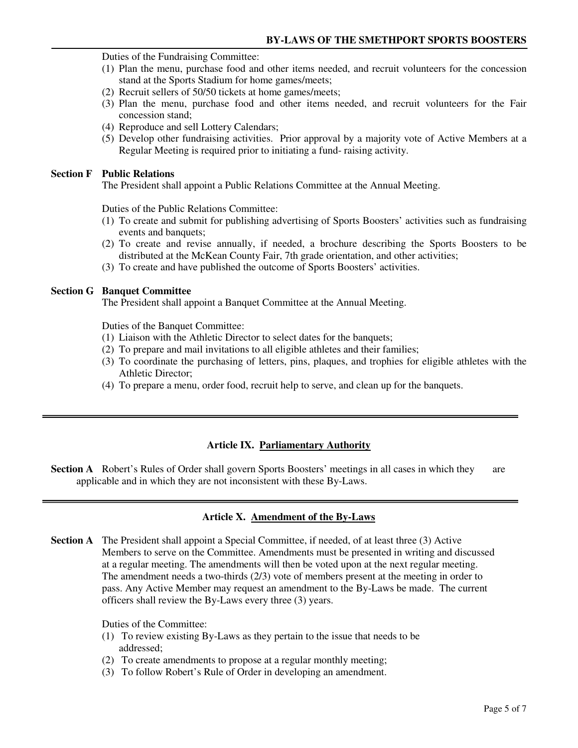Duties of the Fundraising Committee:

(1) Plan the menu, purchase food and other items needed, and recruit volunteers for the concession stand at the Sports Stadium for home games/meets;
(2) Recruit sellers of 50/50 tickets at home games/meets;
(3) Plan the menu, purchase food and other items needed, and recruit volunteers for the Fair concession stand;
(4) Reproduce and sell Lottery Calendars;
(5) Develop other fundraising activities. Prior approval by a majority vote of Active Members at a Regular Meeting is required prior to initiating a fund- raising activity.

**Section F Public Relations**

The President shall appoint a Public Relations Committee at the Annual Meeting.

Duties of the Public Relations Committee:

(1) To create and submit for publishing advertising of Sports Boosters' activities such as fundraising events and banquets;
(2) To create and revise annually, if needed, a brochure describing the Sports Boosters to be distributed at the McKean County Fair, 7th grade orientation, and other activities;
(3) To create and have published the outcome of Sports Boosters' activities.

**Section G Banquet Committee**

The President shall appoint a Banquet Committee at the Annual Meeting.

Duties of the Banquet Committee:

(1) Liaison with the Athletic Director to select dates for the banquets;
(2) To prepare and mail invitations to all eligible athletes and their families;
(3) To coordinate the purchasing of letters, pins, plaques, and trophies for eligible athletes with the Athletic Director;
(4) To prepare a menu, order food, recruit help to serve, and clean up for the banquets.

---

## Article IX. Parliamentary Authority

**Section A** Robert's Rules of Order shall govern Sports Boosters' meetings in all cases in which they are applicable and in which they are not inconsistent with these By-Laws.

---

## Article X. Amendment of the By-Laws

**Section A** The President shall appoint a Special Committee, if needed, of at least three (3) Active Members to serve on the Committee. Amendments must be presented in writing and discussed at a regular meeting. The amendments will then be voted upon at the next regular meeting. The amendment needs a two-thirds (2/3) vote of members present at the meeting in order to pass. Any Active Member may request an amendment to the By-Laws be made. The current officers shall review the By-Laws every three (3) years.

Duties of the Committee:

(1) To review existing By-Laws as they pertain to the issue that needs to be addressed;
(2) To create amendments to propose at a regular monthly meeting;
(3) To follow Robert's Rule of Order in developing an amendment.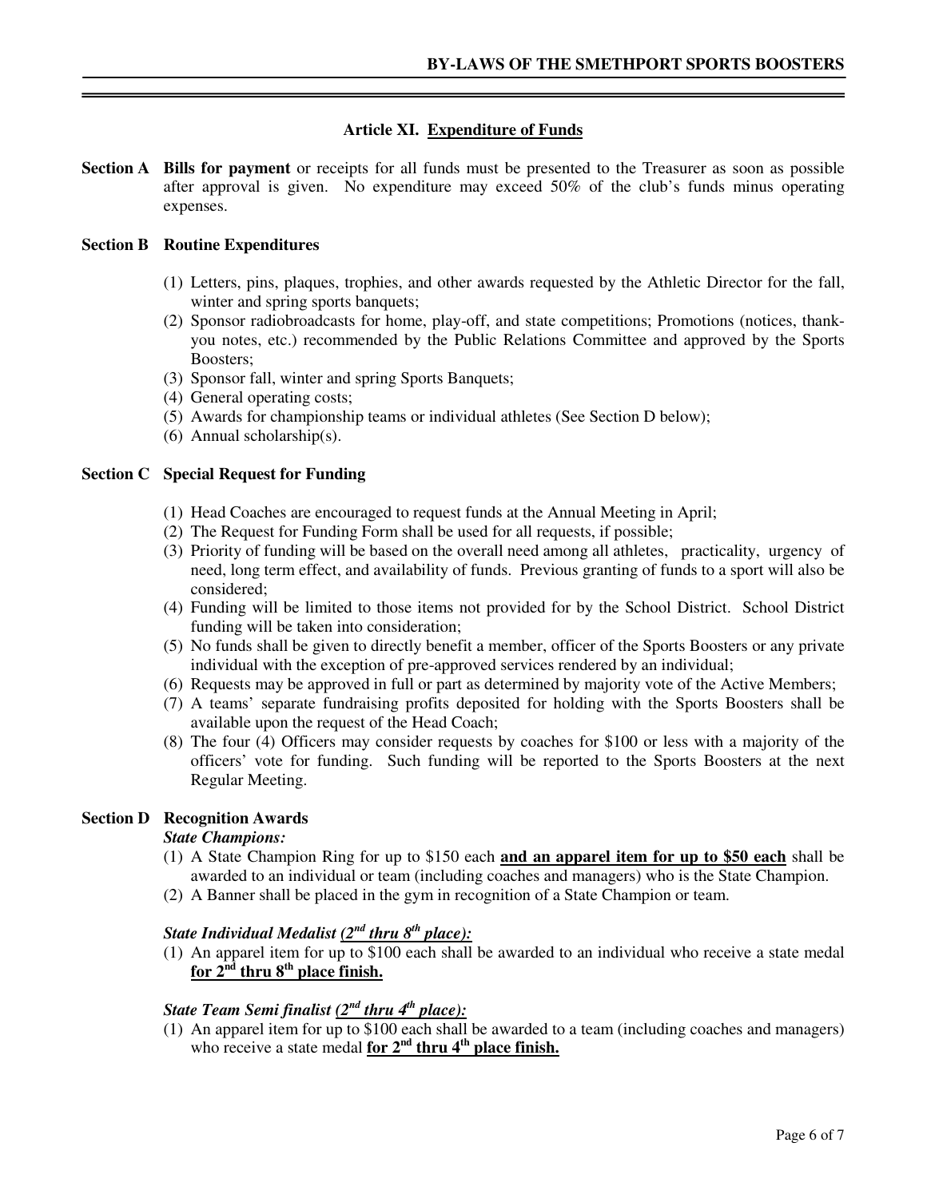## Article XI. Expenditure of Funds

**Section A** **Bills for payment** or receipts for all funds must be presented to the Treasurer as soon as possible after approval is given. No expenditure may exceed 50% of the club's funds minus operating expenses.

**Section B Routine Expenditures**

(1) Letters, pins, plaques, trophies, and other awards requested by the Athletic Director for the fall, winter and spring sports banquets;
(2) Sponsor radiobroadcasts for home, play-off, and state competitions; Promotions (notices, thank-you notes, etc.) recommended by the Public Relations Committee and approved by the Sports Boosters;
(3) Sponsor fall, winter and spring Sports Banquets;
(4) General operating costs;
(5) Awards for championship teams or individual athletes (See Section D below);
(6) Annual scholarship(s).

**Section C Special Request for Funding**

(1) Head Coaches are encouraged to request funds at the Annual Meeting in April;
(2) The Request for Funding Form shall be used for all requests, if possible;
(3) Priority of funding will be based on the overall need among all athletes, practicality, urgency of need, long term effect, and availability of funds. Previous granting of funds to a sport will also be considered;
(4) Funding will be limited to those items not provided for by the School District. School District funding will be taken into consideration;
(5) No funds shall be given to directly benefit a member, officer of the Sports Boosters or any private individual with the exception of pre-approved services rendered by an individual;
(6) Requests may be approved in full or part as determined by majority vote of the Active Members;
(7) A teams' separate fundraising profits deposited for holding with the Sports Boosters shall be available upon the request of the Head Coach;
(8) The four (4) Officers may consider requests by coaches for $100 or less with a majority of the officers' vote for funding. Such funding will be reported to the Sports Boosters at the next Regular Meeting.

**Section D Recognition Awards**

***State Champions:***

(1) A State Champion Ring for up to $150 each **and an apparel item for up to $50 each** shall be awarded to an individual or team (including coaches and managers) who is the State Champion.
(2) A Banner shall be placed in the gym in recognition of a State Champion or team.

***State Individual Medalist (2nd thru 8th place):***

(1) An apparel item for up to $100 each shall be awarded to an individual who receive a state medal **for 2nd thru 8th place finish.**

***State Team Semi finalist (2nd thru 4th place):***

(1) An apparel item for up to $100 each shall be awarded to a team (including coaches and managers) who receive a state medal **for 2nd thru 4th place finish.**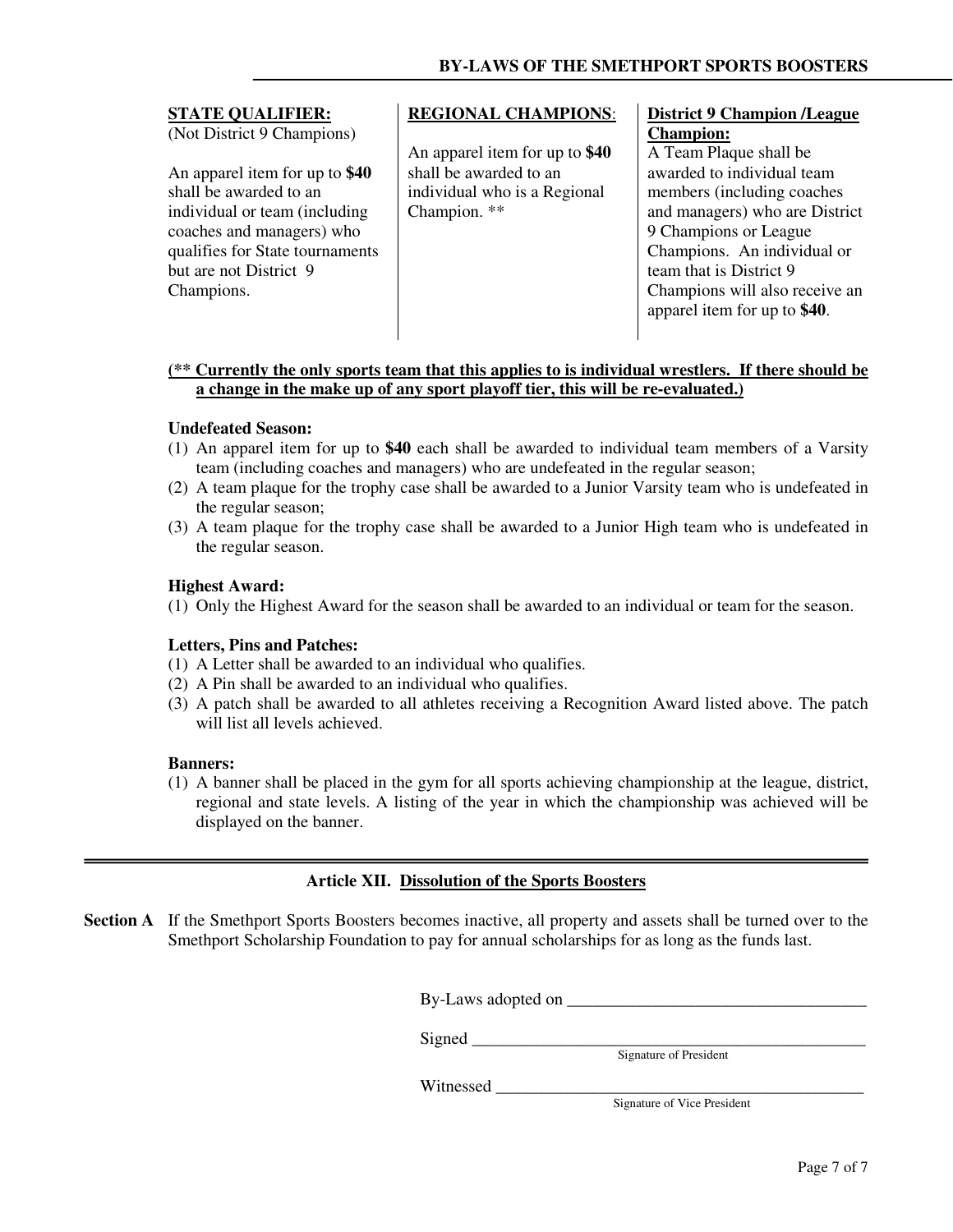**STATE QUALIFIER:**
(Not District 9 Champions)

An apparel item for up to **$40** shall be awarded to an individual or team (including coaches and managers) who qualifies for State tournaments but are not District 9 Champions.

**REGIONAL CHAMPIONS**:

An apparel item for up to **$40** shall be awarded to an individual who is a Regional Champion. **

**District 9 Champion /League Champion:**
A Team Plaque shall be awarded to individual team members (including coaches and managers) who are District 9 Champions or League Champions. An individual or team that is District 9 Champions will also receive an apparel item for up to **$40**.

**(** Currently the only sports team that this applies to is individual wrestlers. If there should be a change in the make up of any sport playoff tier, this will be re-evaluated.)**

**Undefeated Season:**

(1) An apparel item for up to **$40** each shall be awarded to individual team members of a Varsity team (including coaches and managers) who are undefeated in the regular season;
(2) A team plaque for the trophy case shall be awarded to a Junior Varsity team who is undefeated in the regular season;
(3) A team plaque for the trophy case shall be awarded to a Junior High team who is undefeated in the regular season.

**Highest Award:**

(1) Only the Highest Award for the season shall be awarded to an individual or team for the season.

**Letters, Pins and Patches:**

(1) A Letter shall be awarded to an individual who qualifies.
(2) A Pin shall be awarded to an individual who qualifies.
(3) A patch shall be awarded to all athletes receiving a Recognition Award listed above. The patch will list all levels achieved.

**Banners:**

(1) A banner shall be placed in the gym for all sports achieving championship at the league, district, regional and state levels. A listing of the year in which the championship was achieved will be displayed on the banner.

---

## Article XII. Dissolution of the Sports Boosters

**Section A** If the Smethport Sports Boosters becomes inactive, all property and assets shall be turned over to the Smethport Scholarship Foundation to pay for annual scholarships for as long as the funds last.

By-Laws adopted on ___________________________________

Signed _______________________________________________
Signature of President

Witnessed ____________________________________________
Signature of Vice President